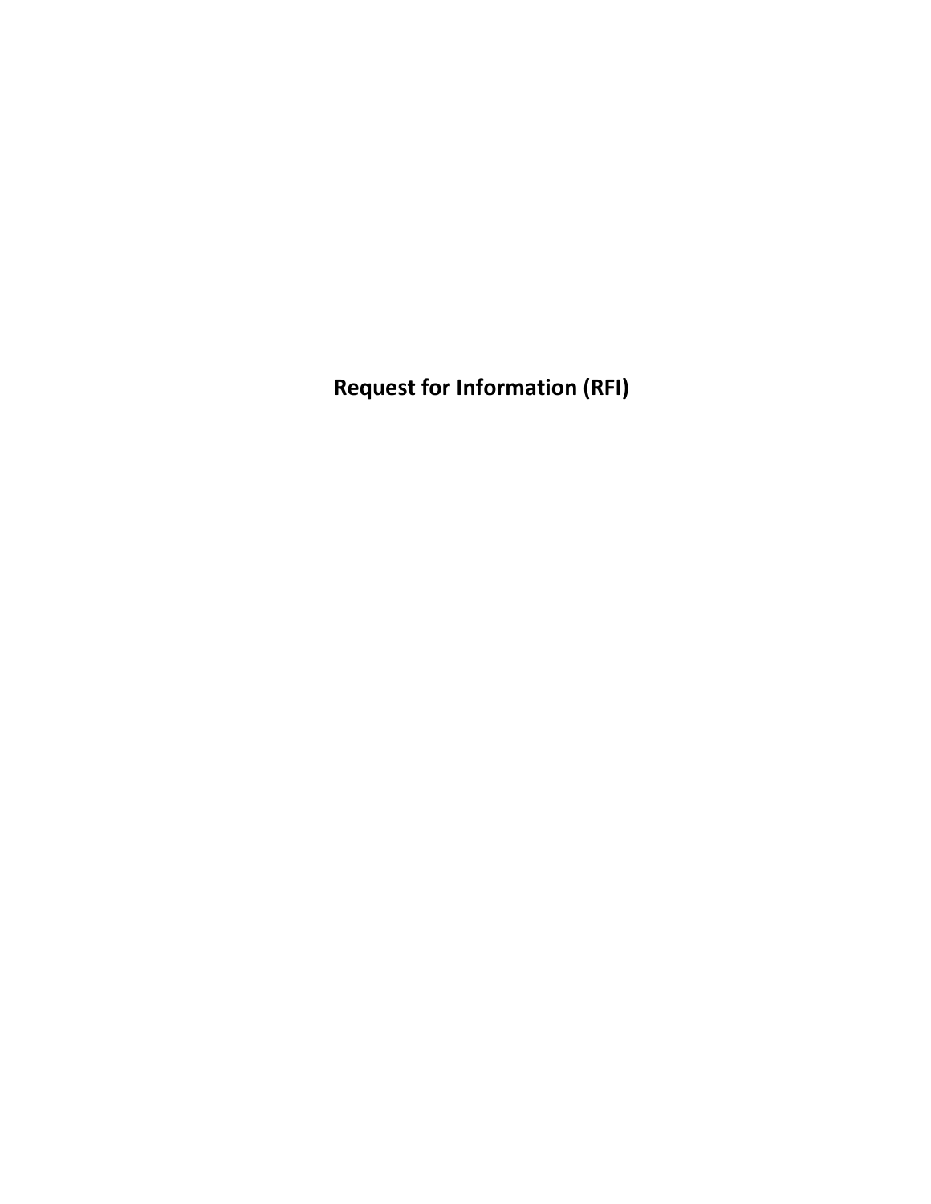# Request for Information (RFI)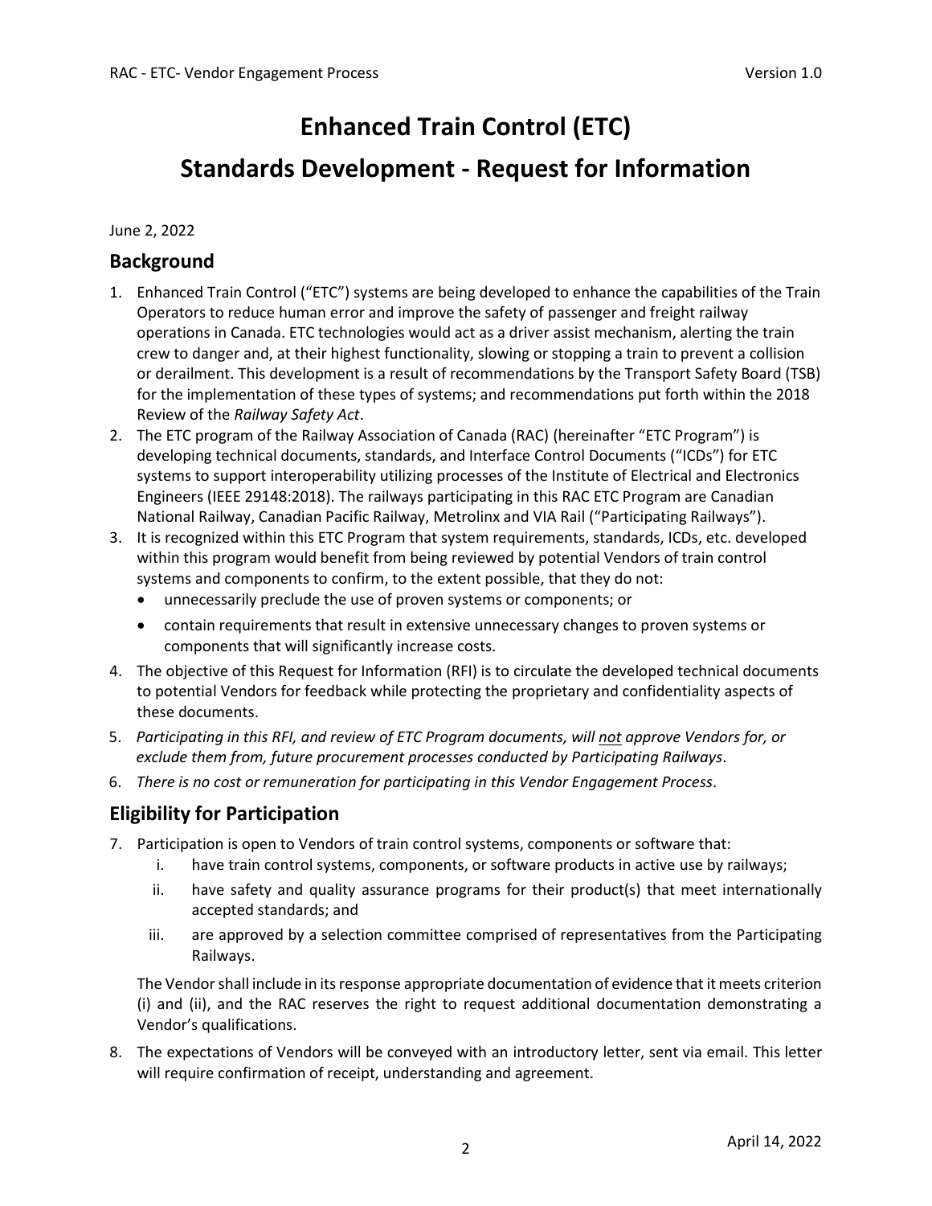# Enhanced Train Control (ETC)

# Standards Development - Request for Information

June 2, 2022

## Background

1. Enhanced Train Control ("ETC") systems are being developed to enhance the capabilities of the Train Operators to reduce human error and improve the safety of passenger and freight railway operations in Canada. ETC technologies would act as a driver assist mechanism, alerting the train crew to danger and, at their highest functionality, slowing or stopping a train to prevent a collision or derailment. This development is a result of recommendations by the Transport Safety Board (TSB) for the implementation of these types of systems; and recommendations put forth within the 2018 Review of the *Railway Safety Act*.
2. The ETC program of the Railway Association of Canada (RAC) (hereinafter "ETC Program") is developing technical documents, standards, and Interface Control Documents ("ICDs") for ETC systems to support interoperability utilizing processes of the Institute of Electrical and Electronics Engineers (IEEE 29148:2018). The railways participating in this RAC ETC Program are Canadian National Railway, Canadian Pacific Railway, Metrolinx and VIA Rail ("Participating Railways").
3. It is recognized within this ETC Program that system requirements, standards, ICDs, etc. developed within this program would benefit from being reviewed by potential Vendors of train control systems and components to confirm, to the extent possible, that they do not:
   - unnecessarily preclude the use of proven systems or components; or
   - contain requirements that result in extensive unnecessary changes to proven systems or components that will significantly increase costs.
4. The objective of this Request for Information (RFI) is to circulate the developed technical documents to potential Vendors for feedback while protecting the proprietary and confidentiality aspects of these documents.
5. *Participating in this RFI, and review of ETC Program documents, will not approve Vendors for, or exclude them from, future procurement processes conducted by Participating Railways*.
6. *There is no cost or remuneration for participating in this Vendor Engagement Process*.

## Eligibility for Participation

7. Participation is open to Vendors of train control systems, components or software that:
   i. have train control systems, components, or software products in active use by railways;
   ii. have safety and quality assurance programs for their product(s) that meet internationally accepted standards; and
   iii. are approved by a selection committee comprised of representatives from the Participating Railways.

   The Vendor shall include in its response appropriate documentation of evidence that it meets criterion (i) and (ii), and the RAC reserves the right to request additional documentation demonstrating a Vendor's qualifications.

8. The expectations of Vendors will be conveyed with an introductory letter, sent via email. This letter will require confirmation of receipt, understanding and agreement.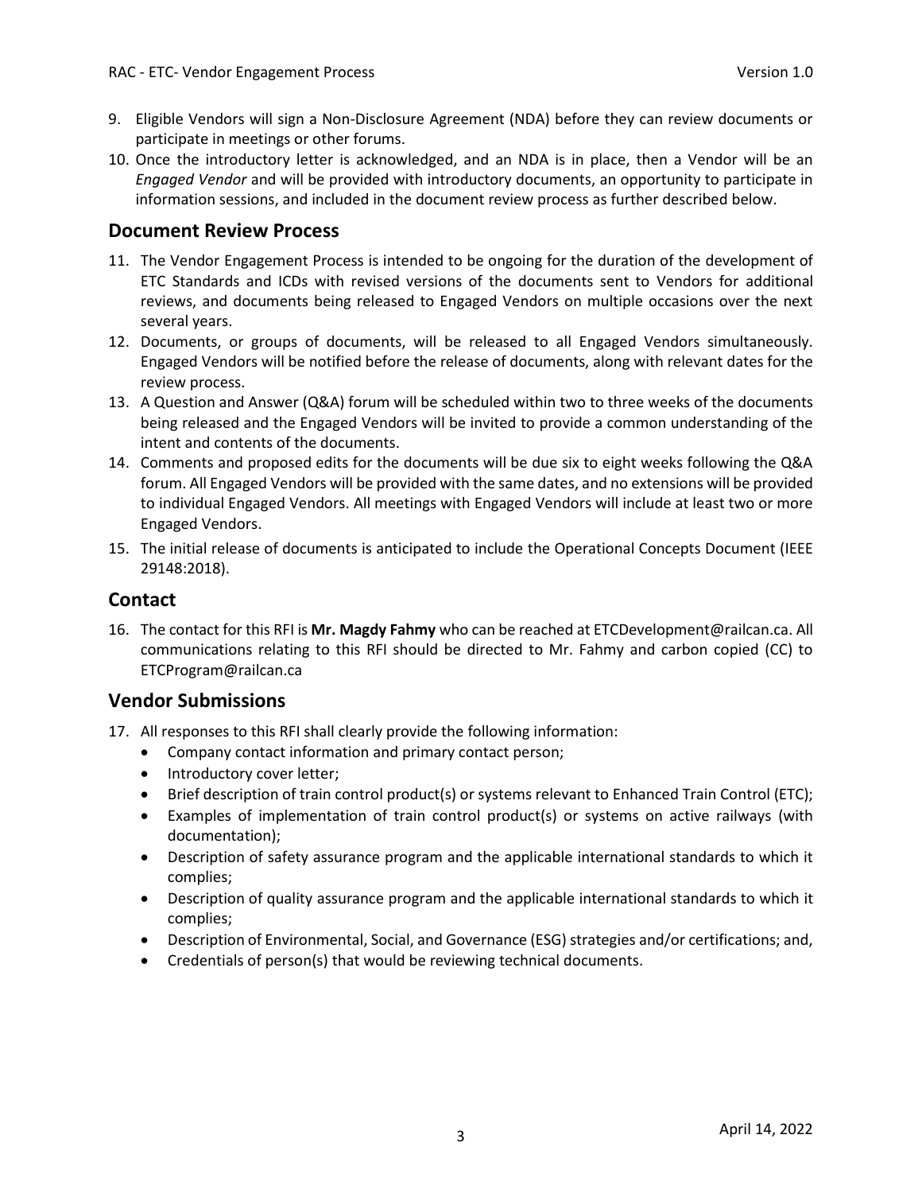9. Eligible Vendors will sign a Non-Disclosure Agreement (NDA) before they can review documents or participate in meetings or other forums.
10. Once the introductory letter is acknowledged, and an NDA is in place, then a Vendor will be an *Engaged Vendor* and will be provided with introductory documents, an opportunity to participate in information sessions, and included in the document review process as further described below.

## Document Review Process

11. The Vendor Engagement Process is intended to be ongoing for the duration of the development of ETC Standards and ICDs with revised versions of the documents sent to Vendors for additional reviews, and documents being released to Engaged Vendors on multiple occasions over the next several years.
12. Documents, or groups of documents, will be released to all Engaged Vendors simultaneously. Engaged Vendors will be notified before the release of documents, along with relevant dates for the review process.
13. A Question and Answer (Q&A) forum will be scheduled within two to three weeks of the documents being released and the Engaged Vendors will be invited to provide a common understanding of the intent and contents of the documents.
14. Comments and proposed edits for the documents will be due six to eight weeks following the Q&A forum. All Engaged Vendors will be provided with the same dates, and no extensions will be provided to individual Engaged Vendors. All meetings with Engaged Vendors will include at least two or more Engaged Vendors.
15. The initial release of documents is anticipated to include the Operational Concepts Document (IEEE 29148:2018).

## Contact

16. The contact for this RFI is **Mr. Magdy Fahmy** who can be reached at ETCDevelopment@railcan.ca. All communications relating to this RFI should be directed to Mr. Fahmy and carbon copied (CC) to ETCProgram@railcan.ca

## Vendor Submissions

17. All responses to this RFI shall clearly provide the following information:
    - Company contact information and primary contact person;
    - Introductory cover letter;
    - Brief description of train control product(s) or systems relevant to Enhanced Train Control (ETC);
    - Examples of implementation of train control product(s) or systems on active railways (with documentation);
    - Description of safety assurance program and the applicable international standards to which it complies;
    - Description of quality assurance program and the applicable international standards to which it complies;
    - Description of Environmental, Social, and Governance (ESG) strategies and/or certifications; and,
    - Credentials of person(s) that would be reviewing technical documents.